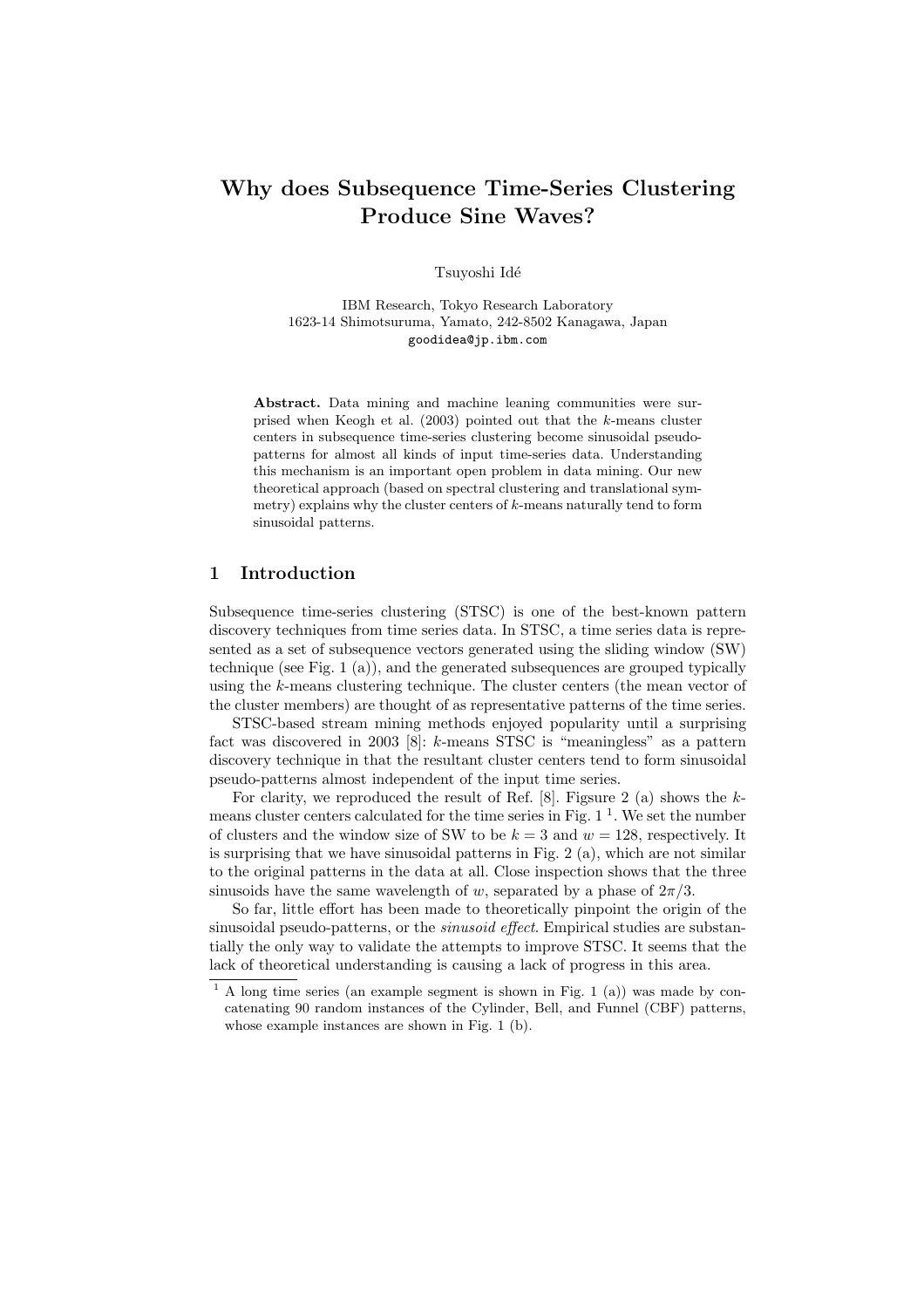# Why does Subsequence Time-Series Clustering Produce Sine Waves?

Tsuyoshi Idé

IBM Research, Tokyo Research Laboratory
1623-14 Shimotsuruma, Yamato, 242-8502 Kanagawa, Japan
goodidea@jp.ibm.com

**Abstract.** Data mining and machine leaning communities were surprised when Keogh et al. (2003) pointed out that the $k$-means cluster centers in subsequence time-series clustering become sinusoidal pseudo-patterns for almost all kinds of input time-series data. Understanding this mechanism is an important open problem in data mining. Our new theoretical approach (based on spectral clustering and translational symmetry) explains why the cluster centers of $k$-means naturally tend to form sinusoidal patterns.

## 1 Introduction

Subsequence time-series clustering (STSC) is one of the best-known pattern discovery techniques from time series data. In STSC, a time series data is represented as a set of subsequence vectors generated using the sliding window (SW) technique (see Fig. 1 (a)), and the generated subsequences are grouped typically using the $k$-means clustering technique. The cluster centers (the mean vector of the cluster members) are thought of as representative patterns of the time series.

STSC-based stream mining methods enjoyed popularity until a surprising fact was discovered in 2003 [8]: $k$-means STSC is "meaningless" as a pattern discovery technique in that the resultant cluster centers tend to form sinusoidal pseudo-patterns almost independent of the input time series.

For clarity, we reproduced the result of Ref. [8]. Figsure 2 (a) shows the $k$-means cluster centers calculated for the time series in Fig. 1 [1]. We set the number of clusters and the window size of SW to be $k = 3$ and $w = 128$, respectively. It is surprising that we have sinusoidal patterns in Fig. 2 (a), which are not similar to the original patterns in the data at all. Close inspection shows that the three sinusoids have the same wavelength of $w$, separated by a phase of $2\pi/3$.

So far, little effort has been made to theoretically pinpoint the origin of the sinusoidal pseudo-patterns, or the *sinusoid effect*. Empirical studies are substantially the only way to validate the attempts to improve STSC. It seems that the lack of theoretical understanding is causing a lack of progress in this area.

[1] A long time series (an example segment is shown in Fig. 1 (a)) was made by concatenating 90 random instances of the Cylinder, Bell, and Funnel (CBF) patterns, whose example instances are shown in Fig. 1 (b).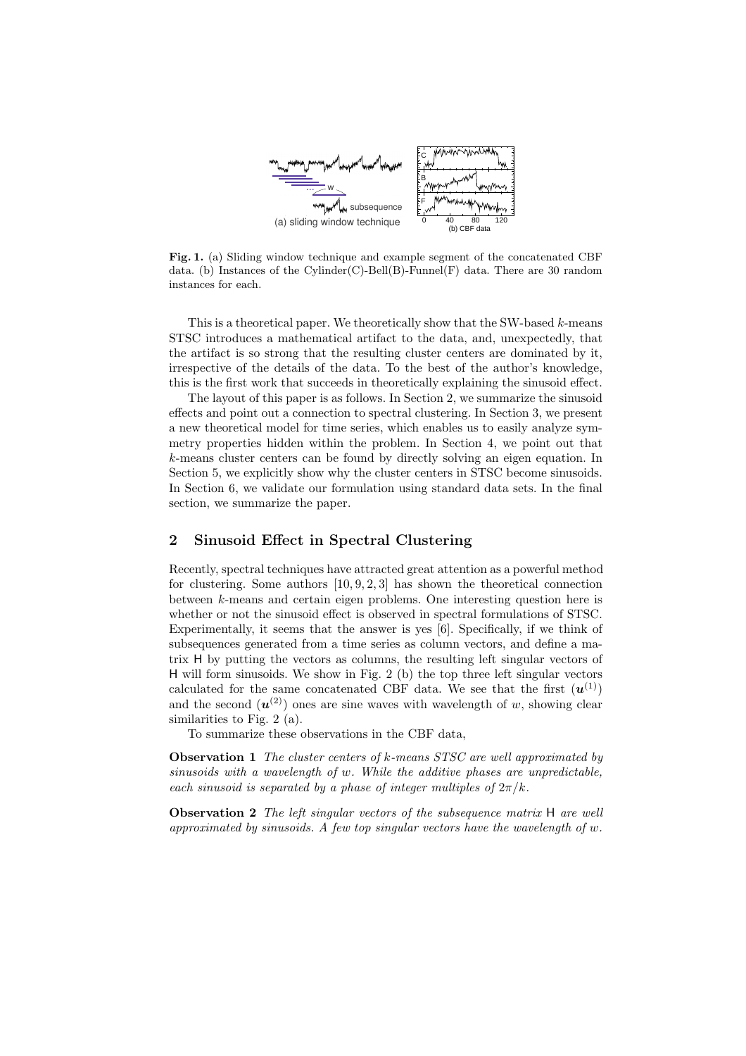**Fig. 1.** (a) Sliding window technique and example segment of the concatenated CBF data. (b) Instances of the Cylinder(C)-Bell(B)-Funnel(F) data. There are 30 random instances for each.

This is a theoretical paper. We theoretically show that the SW-based $k$-means STSC introduces a mathematical artifact to the data, and, unexpectedly, that the artifact is so strong that the resulting cluster centers are dominated by it, irrespective of the details of the data. To the best of the author's knowledge, this is the first work that succeeds in theoretically explaining the sinusoid effect.

The layout of this paper is as follows. In Section 2, we summarize the sinusoid effects and point out a connection to spectral clustering. In Section 3, we present a new theoretical model for time series, which enables us to easily analyze symmetry properties hidden within the problem. In Section 4, we point out that $k$-means cluster centers can be found by directly solving an eigen equation. In Section 5, we explicitly show why the cluster centers in STSC become sinusoids. In Section 6, we validate our formulation using standard data sets. In the final section, we summarize the paper.

## 2 Sinusoid Effect in Spectral Clustering

Recently, spectral techniques have attracted great attention as a powerful method for clustering. Some authors [10, 9, 2, 3] has shown the theoretical connection between $k$-means and certain eigen problems. One interesting question here is whether or not the sinusoid effect is observed in spectral formulations of STSC. Experimentally, it seems that the answer is yes [6]. Specifically, if we think of subsequences generated from a time series as column vectors, and define a matrix $\mathsf{H}$ by putting the vectors as columns, the resulting left singular vectors of $\mathsf{H}$ will form sinusoids. We show in Fig. 2 (b) the top three left singular vectors calculated for the same concatenated CBF data. We see that the first ($\boldsymbol{u}^{(1)}$) and the second ($\boldsymbol{u}^{(2)}$) ones are sine waves with wavelength of $w$, showing clear similarities to Fig. 2 (a).

To summarize these observations in the CBF data,

**Observation 1** *The cluster centers of $k$-means STSC are well approximated by sinusoids with a wavelength of $w$. While the additive phases are unpredictable, each sinusoid is separated by a phase of integer multiples of $2\pi/k$.*

**Observation 2** *The left singular vectors of the subsequence matrix $\mathsf{H}$ are well approximated by sinusoids. A few top singular vectors have the wavelength of $w$.*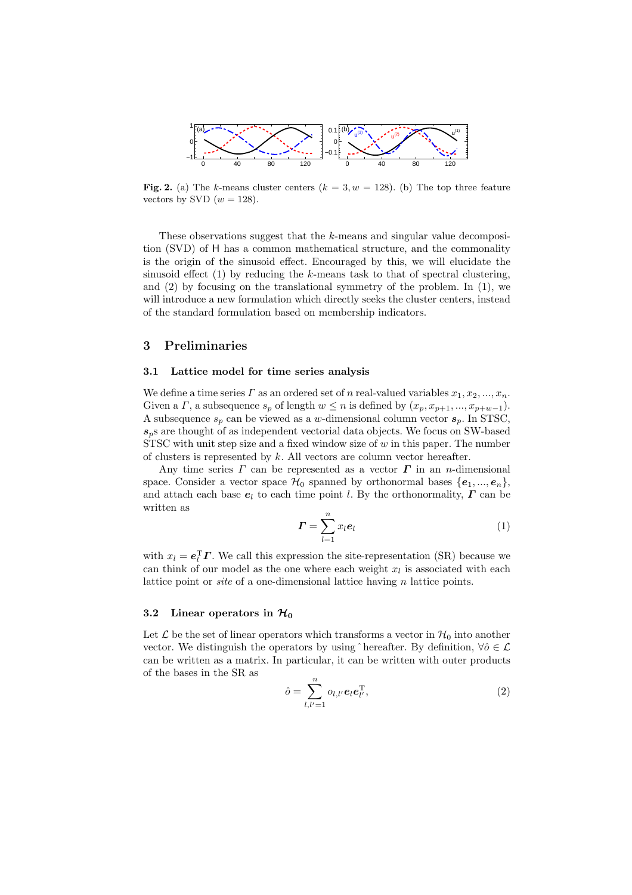**Fig. 2.** (a) The $k$-means cluster centers ($k = 3, w = 128$). (b) The top three feature vectors by SVD ($w = 128$).

These observations suggest that the $k$-means and singular value decomposition (SVD) of $\mathsf{H}$ has a common mathematical structure, and the commonality is the origin of the sinusoid effect. Encouraged by this, we will elucidate the sinusoid effect (1) by reducing the $k$-means task to that of spectral clustering, and (2) by focusing on the translational symmetry of the problem. In (1), we will introduce a new formulation which directly seeks the cluster centers, instead of the standard formulation based on membership indicators.

## 3 Preliminaries

### 3.1 Lattice model for time series analysis

We define a time series $\Gamma$ as an ordered set of $n$ real-valued variables $x_1, x_2, ..., x_n$. Given a $\Gamma$, a subsequence $s_p$ of length $w \leq n$ is defined by $(x_p, x_{p+1}, ..., x_{p+w-1})$. A subsequence $s_p$ can be viewed as a $w$-dimensional column vector $\boldsymbol{s}_p$. In STSC, $\boldsymbol{s}_p$s are thought of as independent vectorial data objects. We focus on SW-based STSC with unit step size and a fixed window size of $w$ in this paper. The number of clusters is represented by $k$. All vectors are column vector hereafter.

Any time series $\Gamma$ can be represented as a vector $\boldsymbol{\Gamma}$ in an $n$-dimensional space. Consider a vector space $\mathcal{H}_0$ spanned by orthonormal bases $\{\boldsymbol{e}_1, ..., \boldsymbol{e}_n\}$, and attach each base $\boldsymbol{e}_l$ to each time point $l$. By the orthonormality, $\boldsymbol{\Gamma}$ can be written as

$$\boldsymbol{\Gamma} = \sum_{l=1}^{n} x_l \boldsymbol{e}_l \tag{1}$$

with $x_l = \boldsymbol{e}_l^{\mathrm{T}} \boldsymbol{\Gamma}$. We call this expression the site-representation (SR) because we can think of our model as the one where each weight $x_l$ is associated with each lattice point or *site* of a one-dimensional lattice having $n$ lattice points.

### 3.2 Linear operators in $\mathcal{H}_0$

Let $\mathcal{L}$ be the set of linear operators which transforms a vector in $\mathcal{H}_0$ into another vector. We distinguish the operators by using $\hat{}$ hereafter. By definition, $\forall \hat{o} \in \mathcal{L}$ can be written as a matrix. In particular, it can be written with outer products of the bases in the SR as

$$\hat{o} = \sum_{l,l'=1}^{n} o_{l,l'} \boldsymbol{e}_l \boldsymbol{e}_{l'}^{\mathrm{T}}, \tag{2}$$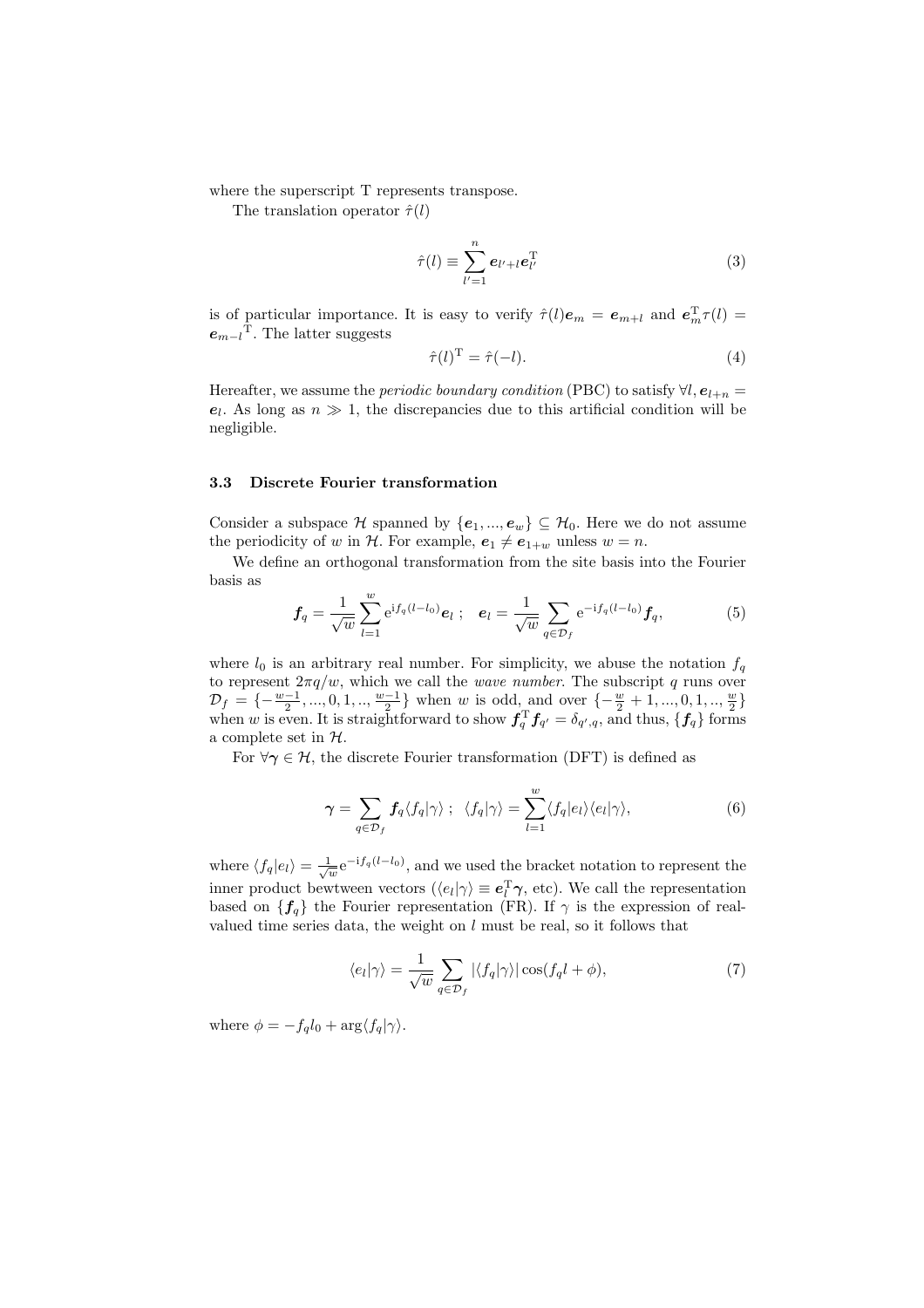where the superscript T represents transpose.

The translation operator $\hat{\tau}(l)$

$$
\hat{\tau}(l) \equiv \sum_{l'=1}^{n} \boldsymbol{e}_{l'+l} \boldsymbol{e}_{l'}^{\mathrm{T}} \tag{3}
$$

is of particular importance. It is easy to verify $\hat{\tau}(l)\boldsymbol{e}_m = \boldsymbol{e}_{m+l}$ and $\boldsymbol{e}_m^{\mathrm{T}} \tau(l) = \boldsymbol{e}_{m-l}{}^{\mathrm{T}}$. The latter suggests

$$
\hat{\tau}(l)^{\mathrm{T}} = \hat{\tau}(-l). \tag{4}
$$

Hereafter, we assume the *periodic boundary condition* (PBC) to satisfy $\forall l, \boldsymbol{e}_{l+n} = \boldsymbol{e}_l$. As long as $n \gg 1$, the discrepancies due to this artificial condition will be negligible.

### 3.3 Discrete Fourier transformation

Consider a subspace $\mathcal{H}$ spanned by $\{\boldsymbol{e}_1, ..., \boldsymbol{e}_w\} \subseteq \mathcal{H}_0$. Here we do not assume the periodicity of $w$ in $\mathcal{H}$. For example, $\boldsymbol{e}_1 \neq \boldsymbol{e}_{1+w}$ unless $w = n$.

We define an orthogonal transformation from the site basis into the Fourier basis as

$$
\boldsymbol{f}_q = \frac{1}{\sqrt{w}} \sum_{l=1}^{w} \mathrm{e}^{\mathrm{i} f_q (l-l_0)} \boldsymbol{e}_l \; ; \quad \boldsymbol{e}_l = \frac{1}{\sqrt{w}} \sum_{q \in \mathcal{D}_f} \mathrm{e}^{-\mathrm{i} f_q (l-l_0)} \boldsymbol{f}_q, \tag{5}
$$

where $l_0$ is an arbitrary real number. For simplicity, we abuse the notation $f_q$ to represent $2\pi q/w$, which we call the *wave number*. The subscript $q$ runs over $\mathcal{D}_f = \{-\frac{w-1}{2}, ..., 0, 1, .., \frac{w-1}{2}\}$ when $w$ is odd, and over $\{-\frac{w}{2}+1, ..., 0, 1, .., \frac{w}{2}\}$ when $w$ is even. It is straightforward to show $\boldsymbol{f}_q^{\mathrm{T}} \boldsymbol{f}_{q'} = \delta_{q',q}$, and thus, $\{\boldsymbol{f}_q\}$ forms a complete set in $\mathcal{H}$.

For $\forall \boldsymbol{\gamma} \in \mathcal{H}$, the discrete Fourier transformation (DFT) is defined as

$$
\boldsymbol{\gamma} = \sum_{q \in \mathcal{D}_f} \boldsymbol{f}_q \langle f_q | \gamma \rangle \; ; \;\; \langle f_q | \gamma \rangle = \sum_{l=1}^{w} \langle f_q | e_l \rangle \langle e_l | \gamma \rangle, \tag{6}
$$

where $\langle f_q | e_l \rangle = \frac{1}{\sqrt{w}} \mathrm{e}^{-\mathrm{i} f_q (l-l_0)}$, and we used the bracket notation to represent the inner product bewtween vectors ($\langle e_l | \gamma \rangle \equiv \boldsymbol{e}_l^{\mathrm{T}} \boldsymbol{\gamma}$, etc). We call the representation based on $\{\boldsymbol{f}_q\}$ the Fourier representation (FR). If $\gamma$ is the expression of real-valued time series data, the weight on $l$ must be real, so it follows that

$$
\langle e_l | \gamma \rangle = \frac{1}{\sqrt{w}} \sum_{q \in \mathcal{D}_f} |\langle f_q | \gamma \rangle| \cos(f_q l + \phi), \tag{7}
$$

where $\phi = -f_q l_0 + \arg \langle f_q | \gamma \rangle$.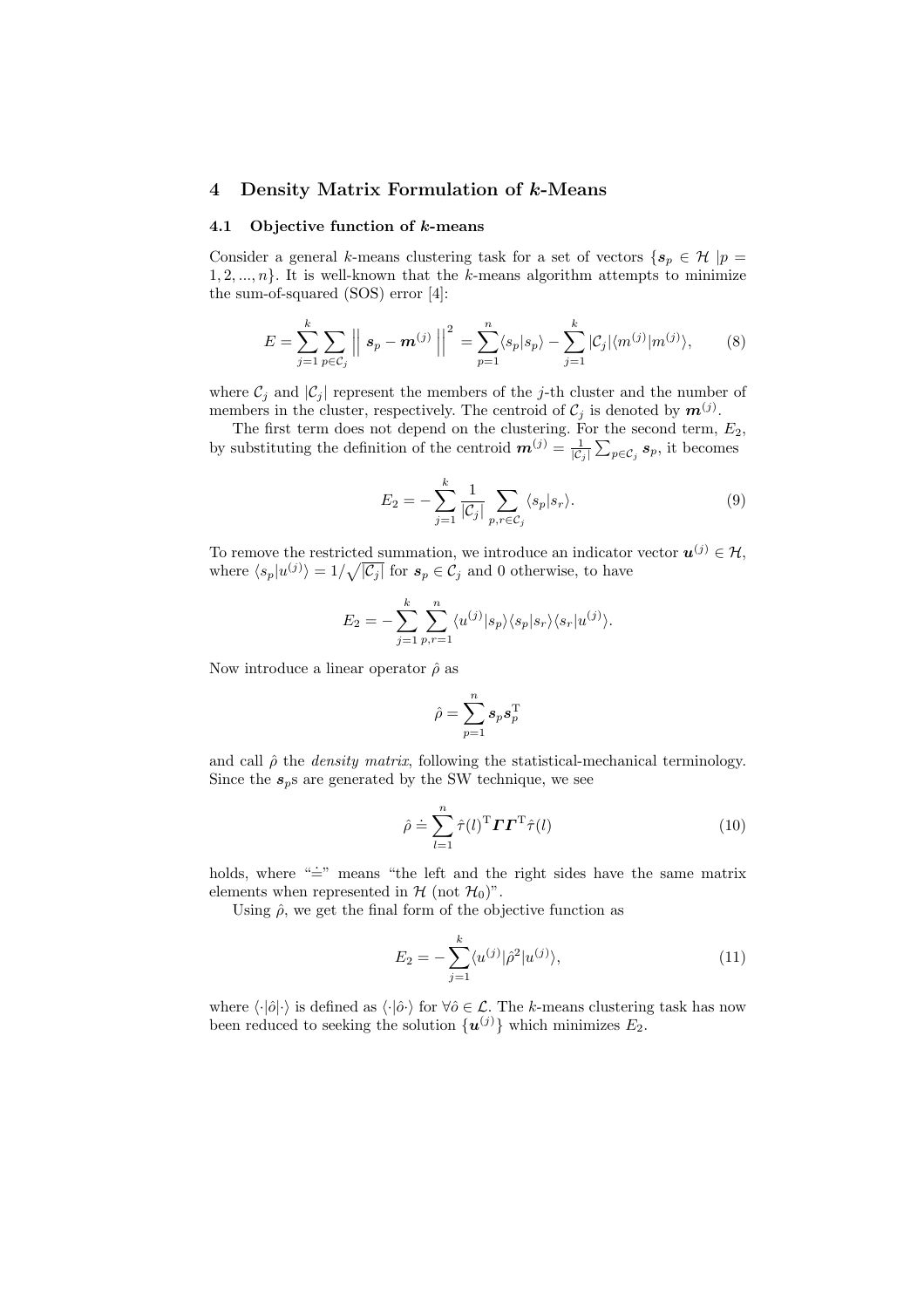## 4 Density Matrix Formulation of $k$-Means

### 4.1 Objective function of $k$-means

Consider a general $k$-means clustering task for a set of vectors $\{\boldsymbol{s}_p \in \mathcal{H} \mid p = 1, 2, ..., n\}$. It is well-known that the $k$-means algorithm attempts to minimize the sum-of-squared (SOS) error [4]:

$$E = \sum_{j=1}^{k} \sum_{p \in \mathcal{C}_j} \left|\left| \ \boldsymbol{s}_p - \boldsymbol{m}^{(j)} \ \right|\right|^2 = \sum_{p=1}^{n} \langle s_p | s_p \rangle - \sum_{j=1}^{k} |\mathcal{C}_j| \langle m^{(j)} | m^{(j)} \rangle, \tag{8}$$

where $\mathcal{C}_j$ and $|\mathcal{C}_j|$ represent the members of the $j$-th cluster and the number of members in the cluster, respectively. The centroid of $\mathcal{C}_j$ is denoted by $\boldsymbol{m}^{(j)}$.

The first term does not depend on the clustering. For the second term, $E_2$, by substituting the definition of the centroid $\boldsymbol{m}^{(j)} = \frac{1}{|\mathcal{C}_j|} \sum_{p \in \mathcal{C}_j} \boldsymbol{s}_p$, it becomes

$$E_2 = -\sum_{j=1}^{k} \frac{1}{|\mathcal{C}_j|} \sum_{p,r \in \mathcal{C}_j} \langle s_p | s_r \rangle. \tag{9}$$

To remove the restricted summation, we introduce an indicator vector $\boldsymbol{u}^{(j)} \in \mathcal{H}$, where $\langle s_p | u^{(j)} \rangle = 1/\sqrt{|\mathcal{C}_j|}$ for $\boldsymbol{s}_p \in \mathcal{C}_j$ and 0 otherwise, to have

$$E_2 = -\sum_{j=1}^{k} \sum_{p,r=1}^{n} \langle u^{(j)} | s_p \rangle \langle s_p | s_r \rangle \langle s_r | u^{(j)} \rangle.$$

Now introduce a linear operator $\hat{\rho}$ as

$$\hat{\rho} = \sum_{p=1}^{n} \boldsymbol{s}_p \boldsymbol{s}_p^{\mathrm{T}}$$

and call $\hat{\rho}$ the *density matrix*, following the statistical-mechanical terminology. Since the $\boldsymbol{s}_p$s are generated by the SW technique, we see

$$\hat{\rho} \doteq \sum_{l=1}^{n} \hat{\tau}(l)^{\mathrm{T}} \boldsymbol{\Gamma} \boldsymbol{\Gamma}^{\mathrm{T}} \hat{\tau}(l) \tag{10}$$

holds, where "$\doteq$" means "the left and the right sides have the same matrix elements when represented in $\mathcal{H}$ (not $\mathcal{H}_0$)".

Using $\hat{\rho}$, we get the final form of the objective function as

$$E_2 = -\sum_{j=1}^{k} \langle u^{(j)} | \hat{\rho}^2 | u^{(j)} \rangle, \tag{11}$$

where $\langle \cdot | \hat{o} | \cdot \rangle$ is defined as $\langle \cdot | \hat{o} \cdot \rangle$ for $\forall \hat{o} \in \mathcal{L}$. The $k$-means clustering task has now been reduced to seeking the solution $\{\boldsymbol{u}^{(j)}\}$ which minimizes $E_2$.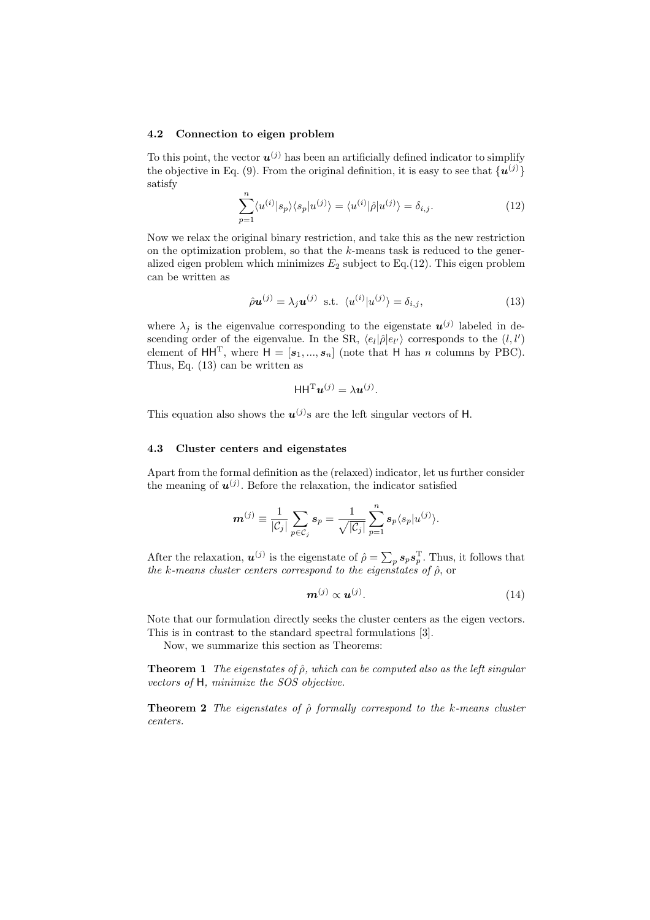### 4.2 Connection to eigen problem

To this point, the vector $\boldsymbol{u}^{(j)}$ has been an artificially defined indicator to simplify the objective in Eq. (9). From the original definition, it is easy to see that $\{\boldsymbol{u}^{(j)}\}$ satisfy

$$\sum_{p=1}^{n} \langle u^{(i)}|s_p\rangle\langle s_p|u^{(j)}\rangle = \langle u^{(i)}|\hat{\rho}|u^{(j)}\rangle = \delta_{i,j}. \tag{12}$$

Now we relax the original binary restriction, and take this as the new restriction on the optimization problem, so that the $k$-means task is reduced to the generalized eigen problem which minimizes $E_2$ subject to Eq.(12). This eigen problem can be written as

$$\hat{\rho}\boldsymbol{u}^{(j)} = \lambda_j \boldsymbol{u}^{(j)} \ \text{ s.t. } \ \langle u^{(i)}|u^{(j)}\rangle = \delta_{i,j}, \tag{13}$$

where $\lambda_j$ is the eigenvalue corresponding to the eigenstate $\boldsymbol{u}^{(j)}$ labeled in descending order of the eigenvalue. In the SR, $\langle e_l|\hat{\rho}|e_{l'}\rangle$ corresponds to the $(l, l')$ element of $\mathsf{H}\mathsf{H}^{\mathrm{T}}$, where $\mathsf{H} = [\boldsymbol{s}_1, ..., \boldsymbol{s}_n]$ (note that $\mathsf{H}$ has $n$ columns by PBC). Thus, Eq. (13) can be written as

$$\mathsf{H}\mathsf{H}^{\mathrm{T}}\boldsymbol{u}^{(j)} = \lambda \boldsymbol{u}^{(j)}.$$

This equation also shows the $\boldsymbol{u}^{(j)}$s are the left singular vectors of $\mathsf{H}$.

### 4.3 Cluster centers and eigenstates

Apart from the formal definition as the (relaxed) indicator, let us further consider the meaning of $\boldsymbol{u}^{(j)}$. Before the relaxation, the indicator satisfied

$$\boldsymbol{m}^{(j)} \equiv \frac{1}{|\mathcal{C}_j|}\sum_{p\in\mathcal{C}_j} \boldsymbol{s}_p = \frac{1}{\sqrt{|\mathcal{C}_j|}}\sum_{p=1}^{n} \boldsymbol{s}_p \langle s_p|u^{(j)}\rangle.$$

After the relaxation, $\boldsymbol{u}^{(j)}$ is the eigenstate of $\hat{\rho} = \sum_p \boldsymbol{s}_p\boldsymbol{s}_p^{\mathrm{T}}$. Thus, it follows that *the k-means cluster centers correspond to the eigenstates of* $\hat{\rho}$, or

$$\boldsymbol{m}^{(j)} \propto \boldsymbol{u}^{(j)}. \tag{14}$$

Note that our formulation directly seeks the cluster centers as the eigen vectors. This is in contrast to the standard spectral formulations [3].

Now, we summarize this section as Theorems:

**Theorem 1** *The eigenstates of $\hat{\rho}$, which can be computed also as the left singular vectors of $\mathsf{H}$, minimize the SOS objective.*

**Theorem 2** *The eigenstates of $\hat{\rho}$ formally correspond to the k-means cluster centers.*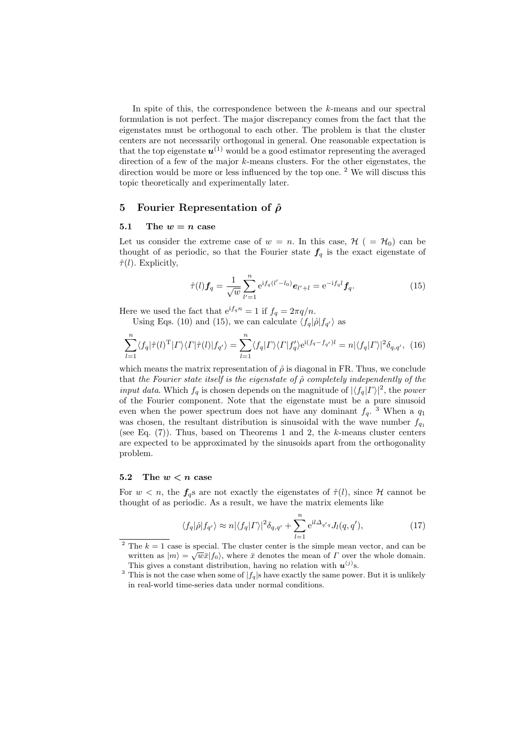In spite of this, the correspondence between the $k$-means and our spectral formulation is not perfect. The major discrepancy comes from the fact that the eigenstates must be orthogonal to each other. The problem is that the cluster centers are not necessarily orthogonal in general. One reasonable expectation is that the top eigenstate $\boldsymbol{u}^{(1)}$ would be a good estimator representing the averaged direction of a few of the major $k$-means clusters. For the other eigenstates, the direction would be more or less influenced by the top one. [2] We will discuss this topic theoretically and experimentally later.

## 5 Fourier Representation of $\hat{\rho}$

### 5.1 The $w = n$ case

Let us consider the extreme case of $w = n$. In this case, $\mathcal{H}$ ( $= \mathcal{H}_0$) can be thought of as periodic, so that the Fourier state $\boldsymbol{f}_q$ is the exact eigenstate of $\hat{\tau}(l)$. Explicitly,

$$\hat{\tau}(l)\boldsymbol{f}_q = \frac{1}{\sqrt{w}} \sum_{l'=1}^{n} \mathrm{e}^{\mathrm{i}f_q(l'-l_0)} \boldsymbol{e}_{l'+l} = \mathrm{e}^{-\mathrm{i}f_q l} \boldsymbol{f}_q. \tag{15}$$

Here we used the fact that $\mathrm{e}^{\mathrm{i}f_q n} = 1$ if $f_q = 2\pi q/n$.

Using Eqs. (10) and (15), we can calculate $\langle f_q|\hat{\rho}|f_{q'}\rangle$ as

$$\sum_{l=1}^{n} \langle f_q|\hat{\tau}(l)^{\mathrm{T}}|\Gamma\rangle\langle\Gamma|\hat{\tau}(l)|f_{q'}\rangle = \sum_{l=1}^{n} \langle f_q|\Gamma\rangle\langle\Gamma|f'_q\rangle \mathrm{e}^{\mathrm{i}(f_q - f_{q'})l} = n|\langle f_q|\Gamma\rangle|^2 \delta_{q,q'}, \tag{16}$$

which means the matrix representation of $\hat{\rho}$ is diagonal in FR. Thus, we conclude that *the Fourier state itself is the eigenstate of $\hat{\rho}$ completely independently of the input data*. Which $f_q$ is chosen depends on the magnitude of $|\langle f_q|\Gamma\rangle|^2$, the *power* of the Fourier component. Note that the eigenstate must be a pure sinusoid even when the power spectrum does not have any dominant $f_q$. [3] When a $q_1$ was chosen, the resultant distribution is sinusoidal with the wave number $f_{q_1}$ (see Eq. (7)). Thus, based on Theorems 1 and 2, the $k$-means cluster centers are expected to be approximated by the sinusoids apart from the orthogonality problem.

### 5.2 The $w < n$ case

For $w < n$, the $\boldsymbol{f}_q$s are not exactly the eigenstates of $\hat{\tau}(l)$, since $\mathcal{H}$ cannot be thought of as periodic. As a result, we have the matrix elements like

$$\langle f_q|\hat{\rho}|f_{q'}\rangle \approx n|\langle f_q|\Gamma\rangle|^2 \delta_{q,q'} + \sum_{l=1}^{n} \mathrm{e}^{\mathrm{i}l\Delta_{q'q}} J_l(q, q'), \tag{17}$$

[2] The $k = 1$ case is special. The cluster center is the simple mean vector, and can be written as $|m\rangle = \sqrt{w}\bar{x}|f_0\rangle$, where $\bar{x}$ denotes the mean of $\Gamma$ over the whole domain. This gives a constant distribution, having no relation with $\boldsymbol{u}^{(j)}$s.

[3] This is not the case when some of $|f_q|$s have exactly the same power. But it is unlikely in real-world time-series data under normal conditions.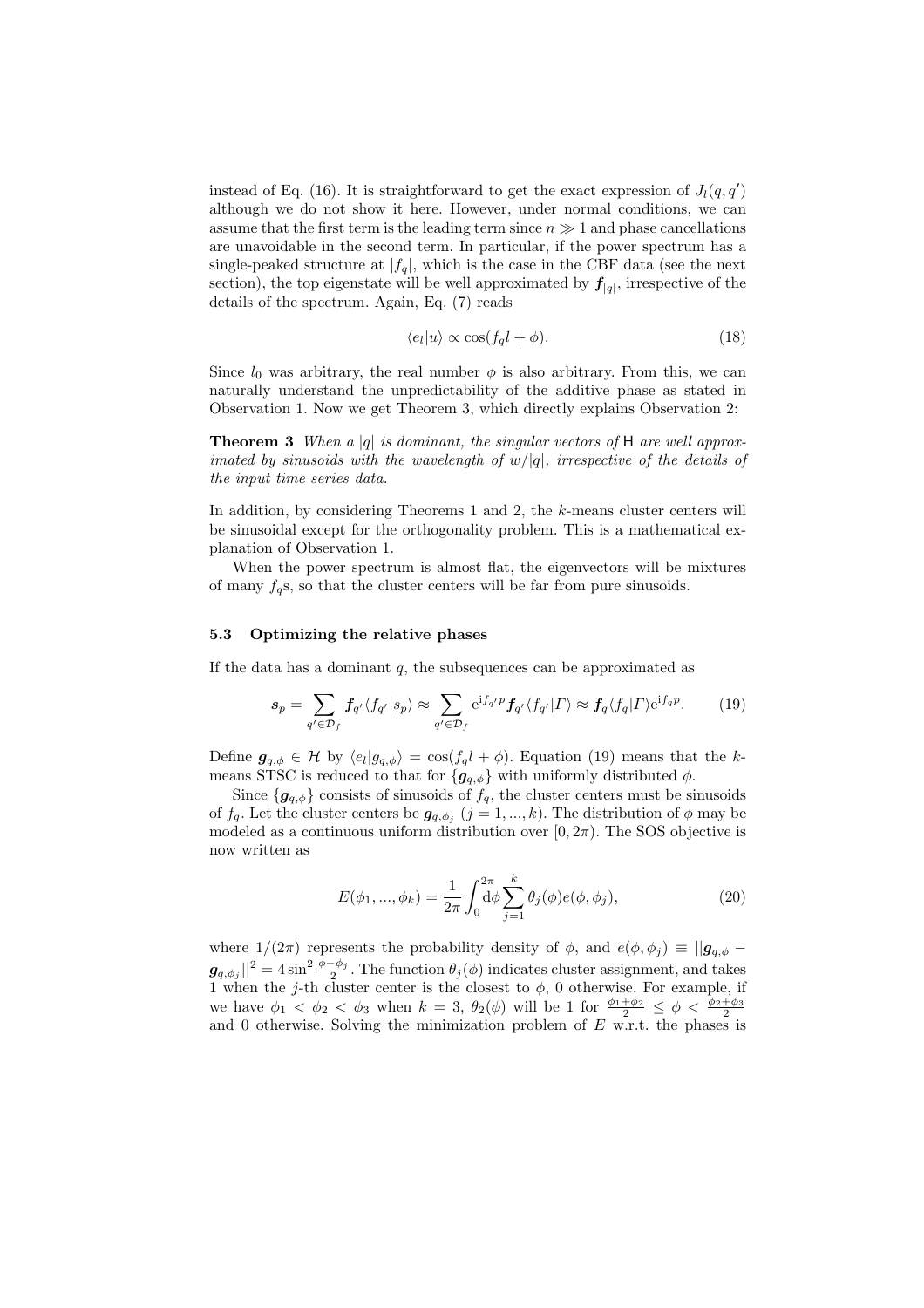instead of Eq. (16). It is straightforward to get the exact expression of $J_l(q, q')$ although we do not show it here. However, under normal conditions, we can assume that the first term is the leading term since $n \gg 1$ and phase cancellations are unavoidable in the second term. In particular, if the power spectrum has a single-peaked structure at $|f_q|$, which is the case in the CBF data (see the next section), the top eigenstate will be well approximated by $\boldsymbol{f}_{|q|}$, irrespective of the details of the spectrum. Again, Eq. (7) reads

$$\langle e_l | u \rangle \propto \cos(f_q l + \phi). \tag{18}$$

Since $l_0$ was arbitrary, the real number $\phi$ is also arbitrary. From this, we can naturally understand the unpredictability of the additive phase as stated in Observation 1. Now we get Theorem 3, which directly explains Observation 2:

**Theorem 3** *When a $|q|$ is dominant, the singular vectors of $\mathsf{H}$ are well approximated by sinusoids with the wavelength of $w/|q|$, irrespective of the details of the input time series data.*

In addition, by considering Theorems 1 and 2, the $k$-means cluster centers will be sinusoidal except for the orthogonality problem. This is a mathematical explanation of Observation 1.

When the power spectrum is almost flat, the eigenvectors will be mixtures of many $f_q$s, so that the cluster centers will be far from pure sinusoids.

### 5.3 Optimizing the relative phases

If the data has a dominant $q$, the subsequences can be approximated as

$$\boldsymbol{s}_p = \sum_{q' \in \mathcal{D}_f} \boldsymbol{f}_{q'} \langle f_{q'} | s_p \rangle \approx \sum_{q' \in \mathcal{D}_f} \mathrm{e}^{\mathrm{i} f_{q'} p} \boldsymbol{f}_{q'} \langle f_{q'} | \Gamma \rangle \approx \boldsymbol{f}_q \langle f_q | \Gamma \rangle \mathrm{e}^{\mathrm{i} f_q p}. \tag{19}$$

Define $\boldsymbol{g}_{q,\phi} \in \mathcal{H}$ by $\langle e_l | g_{q,\phi} \rangle = \cos(f_q l + \phi)$. Equation (19) means that the $k$-means STSC is reduced to that for $\{\boldsymbol{g}_{q,\phi}\}$ with uniformly distributed $\phi$.

Since $\{\boldsymbol{g}_{q,\phi}\}$ consists of sinusoids of $f_q$, the cluster centers must be sinusoids of $f_q$. Let the cluster centers be $\boldsymbol{g}_{q,\phi_j}$ $(j = 1, ..., k)$. The distribution of $\phi$ may be modeled as a continuous uniform distribution over $[0, 2\pi)$. The SOS objective is now written as

$$E(\phi_1, ..., \phi_k) = \frac{1}{2\pi} \int_0^{2\pi} \mathrm{d}\phi \sum_{j=1}^{k} \theta_j(\phi) e(\phi, \phi_j), \tag{20}$$

where $1/(2\pi)$ represents the probability density of $\phi$, and $e(\phi, \phi_j) \equiv ||\boldsymbol{g}_{q,\phi} - \boldsymbol{g}_{q,\phi_j}||^2 = 4 \sin^2 \frac{\phi - \phi_j}{2}$. The function $\theta_j(\phi)$ indicates cluster assignment, and takes 1 when the $j$-th cluster center is the closest to $\phi$, 0 otherwise. For example, if we have $\phi_1 < \phi_2 < \phi_3$ when $k = 3$, $\theta_2(\phi)$ will be 1 for $\frac{\phi_1 + \phi_2}{2} \leq \phi < \frac{\phi_2 + \phi_3}{2}$ and 0 otherwise. Solving the minimization problem of $E$ w.r.t. the phases is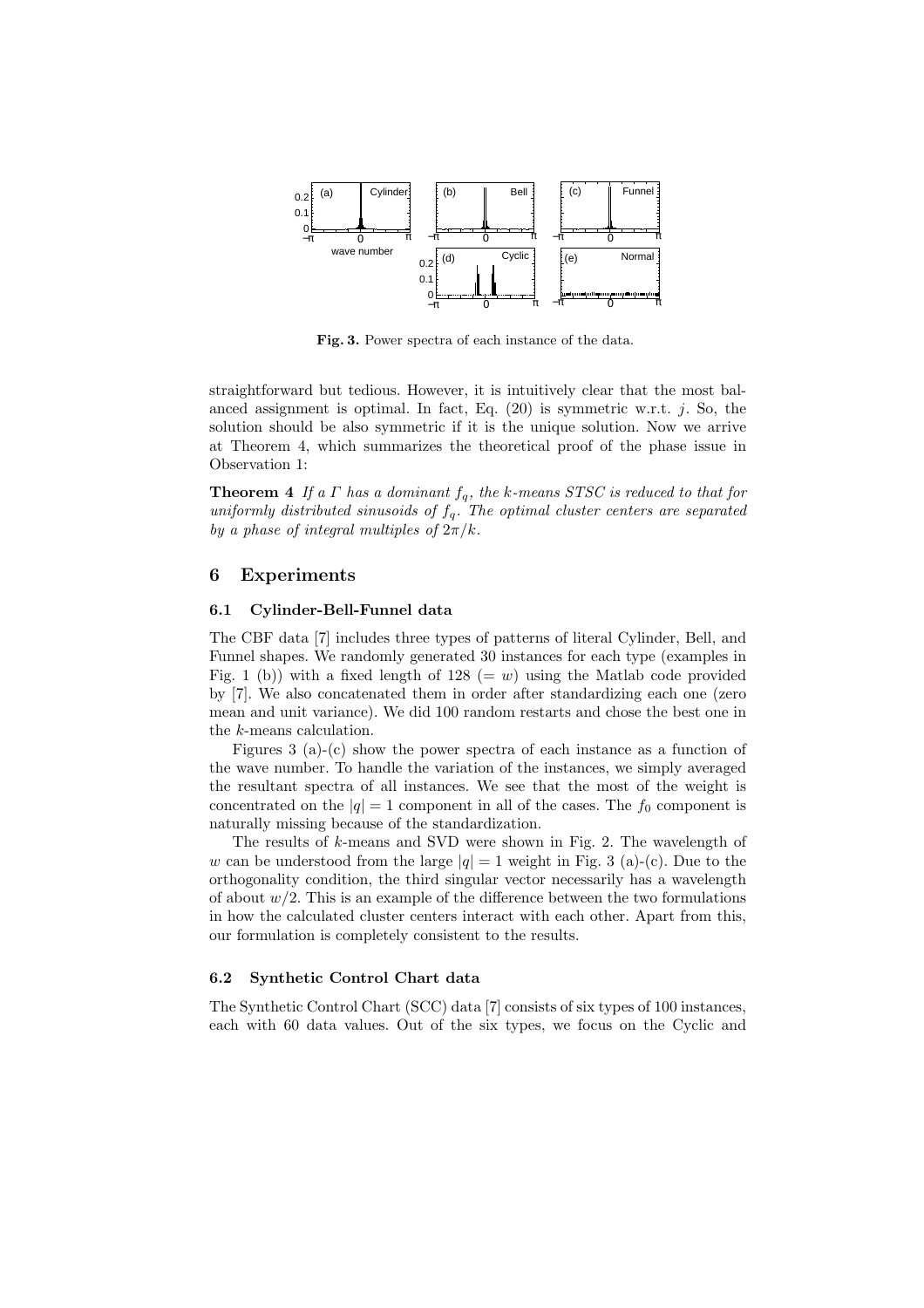Fig. 3. Power spectra of each instance of the data.

straightforward but tedious. However, it is intuitively clear that the most balanced assignment is optimal. In fact, Eq. (20) is symmetric w.r.t. $j$. So, the solution should be also symmetric if it is the unique solution. Now we arrive at Theorem 4, which summarizes the theoretical proof of the phase issue in Observation 1:

**Theorem 4** *If a $\Gamma$ has a dominant $f_q$, the $k$-means STSC is reduced to that for uniformly distributed sinusoids of $f_q$. The optimal cluster centers are separated by a phase of integral multiples of $2\pi/k$.*

## 6 Experiments

### 6.1 Cylinder-Bell-Funnel data

The CBF data [7] includes three types of patterns of literal Cylinder, Bell, and Funnel shapes. We randomly generated 30 instances for each type (examples in Fig. 1 (b)) with a fixed length of 128 ($= w$) using the Matlab code provided by [7]. We also concatenated them in order after standardizing each one (zero mean and unit variance). We did 100 random restarts and chose the best one in the $k$-means calculation.

Figures 3 (a)-(c) show the power spectra of each instance as a function of the wave number. To handle the variation of the instances, we simply averaged the resultant spectra of all instances. We see that the most of the weight is concentrated on the $|q| = 1$ component in all of the cases. The $f_0$ component is naturally missing because of the standardization.

The results of $k$-means and SVD were shown in Fig. 2. The wavelength of $w$ can be understood from the large $|q| = 1$ weight in Fig. 3 (a)-(c). Due to the orthogonality condition, the third singular vector necessarily has a wavelength of about $w/2$. This is an example of the difference between the two formulations in how the calculated cluster centers interact with each other. Apart from this, our formulation is completely consistent to the results.

### 6.2 Synthetic Control Chart data

The Synthetic Control Chart (SCC) data [7] consists of six types of 100 instances, each with 60 data values. Out of the six types, we focus on the Cyclic and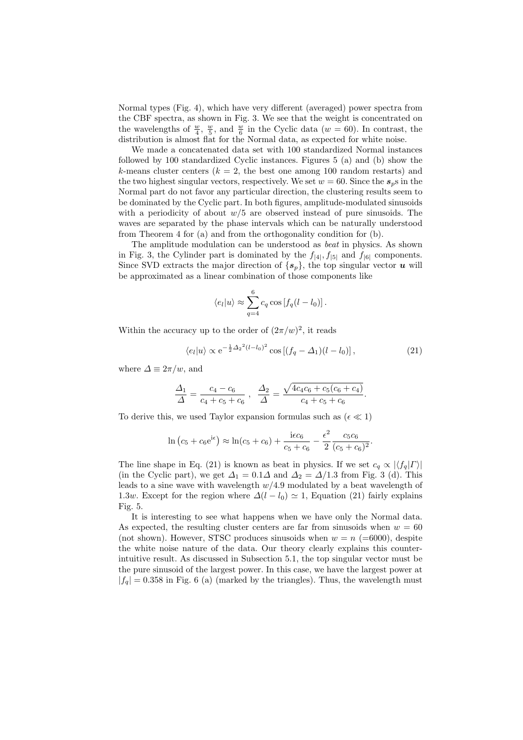Normal types (Fig. 4), which have very different (averaged) power spectra from the CBF spectra, as shown in Fig. 3. We see that the weight is concentrated on the wavelengths of $\frac{w}{4}$, $\frac{w}{5}$, and $\frac{w}{6}$ in the Cyclic data ($w = 60$). In contrast, the distribution is almost flat for the Normal data, as expected for white noise.

We made a concatenated data set with 100 standardized Normal instances followed by 100 standardized Cyclic instances. Figures 5 (a) and (b) show the $k$-means cluster centers ($k = 2$, the best one among 100 random restarts) and the two highest singular vectors, respectively. We set $w = 60$. Since the $\boldsymbol{s}_p$s in the Normal part do not favor any particular direction, the clustering results seem to be dominated by the Cyclic part. In both figures, amplitude-modulated sinusoids with a periodicity of about $w/5$ are observed instead of pure sinusoids. The waves are separated by the phase intervals which can be naturally understood from Theorem 4 for (a) and from the orthogonality condition for (b).

The amplitude modulation can be understood as *beat* in physics. As shown in Fig. 3, the Cylinder part is dominated by the $f_{|4|}, f_{|5|}$ and $f_{|6|}$ components. Since SVD extracts the major direction of $\{\boldsymbol{s}_p\}$, the top singular vector $\boldsymbol{u}$ will be approximated as a linear combination of those components like

$$\langle e_l | u \rangle \approx \sum_{q=4}^{6} c_q \cos\left[f_q (l - l_0)\right].$$

Within the accuracy up to the order of $(2\pi/w)^2$, it reads

$$\langle e_l | u \rangle \propto \mathrm{e}^{-\frac{1}{2}{\Delta_2}^2 (l-l_0)^2} \cos\left[(f_q - \Delta_1)(l - l_0)\right], \tag{21}$$

where $\Delta \equiv 2\pi/w$, and

$$\frac{\Delta_1}{\Delta} = \frac{c_4 - c_6}{c_4 + c_5 + c_6}\ ,\ \ \frac{\Delta_2}{\Delta} = \frac{\sqrt{4c_4c_6 + c_5(c_6 + c_4)}}{c_4 + c_5 + c_6}.$$

To derive this, we used Taylor expansion formulas such as ($\epsilon \ll 1$)

$$\ln\left(c_5 + c_6 \mathrm{e}^{\mathrm{i}\epsilon}\right) \approx \ln(c_5 + c_6) + \frac{\mathrm{i}\epsilon c_6}{c_5 + c_6} - \frac{\epsilon^2}{2} \frac{c_5 c_6}{(c_5 + c_6)^2}.$$

The line shape in Eq. (21) is known as beat in physics. If we set $c_q \propto |\langle f_q | \Gamma \rangle|$ (in the Cyclic part), we get $\Delta_1 = 0.1\Delta$ and $\Delta_2 = \Delta/1.3$ from Fig. 3 (d). This leads to a sine wave with wavelength $w/4.9$ modulated by a beat wavelength of $1.3w$. Except for the region where $\Delta(l - l_0) \simeq 1$, Equation (21) fairly explains Fig. 5.

It is interesting to see what happens when we have only the Normal data. As expected, the resulting cluster centers are far from sinusoids when $w = 60$ (not shown). However, STSC produces sinusoids when $w = n$ (=6000), despite the white noise nature of the data. Our theory clearly explains this counter-intuitive result. As discussed in Subsection 5.1, the top singular vector must be the pure sinusoid of the largest power. In this case, we have the largest power at $|f_q| = 0.358$ in Fig. 6 (a) (marked by the triangles). Thus, the wavelength must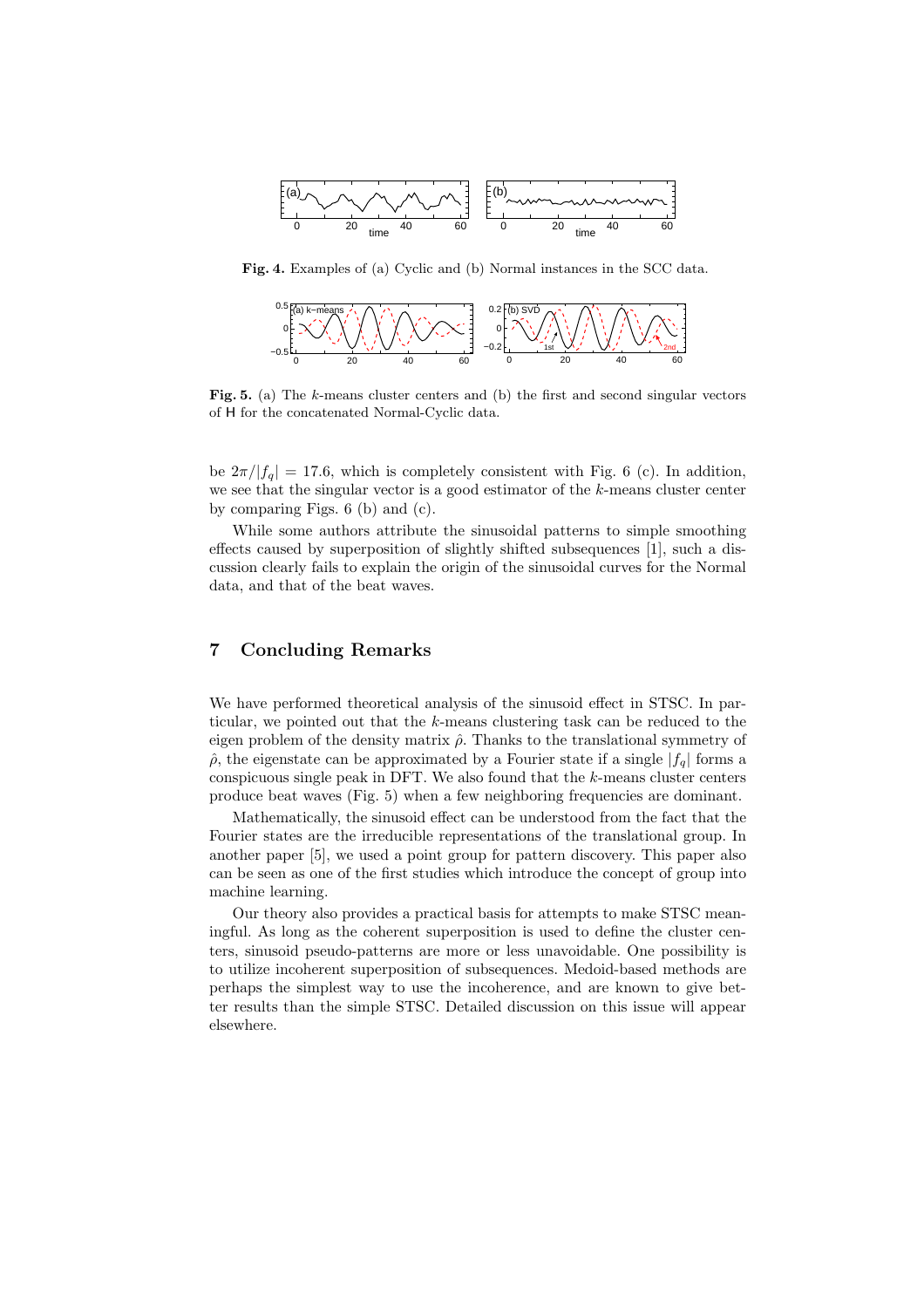**Fig. 4.** Examples of (a) Cyclic and (b) Normal instances in the SCC data.

**Fig. 5.** (a) The $k$-means cluster centers and (b) the first and second singular vectors of $\mathsf{H}$ for the concatenated Normal-Cyclic data.

be $2\pi/|f_q| = 17.6$, which is completely consistent with Fig. 6 (c). In addition, we see that the singular vector is a good estimator of the $k$-means cluster center by comparing Figs. 6 (b) and (c).

While some authors attribute the sinusoidal patterns to simple smoothing effects caused by superposition of slightly shifted subsequences [1], such a discussion clearly fails to explain the origin of the sinusoidal curves for the Normal data, and that of the beat waves.

## 7 Concluding Remarks

We have performed theoretical analysis of the sinusoid effect in STSC. In particular, we pointed out that the $k$-means clustering task can be reduced to the eigen problem of the density matrix $\hat{\rho}$. Thanks to the translational symmetry of $\hat{\rho}$, the eigenstate can be approximated by a Fourier state if a single $|f_q|$ forms a conspicuous single peak in DFT. We also found that the $k$-means cluster centers produce beat waves (Fig. 5) when a few neighboring frequencies are dominant.

Mathematically, the sinusoid effect can be understood from the fact that the Fourier states are the irreducible representations of the translational group. In another paper [5], we used a point group for pattern discovery. This paper also can be seen as one of the first studies which introduce the concept of group into machine learning.

Our theory also provides a practical basis for attempts to make STSC meaningful. As long as the coherent superposition is used to define the cluster centers, sinusoid pseudo-patterns are more or less unavoidable. One possibility is to utilize incoherent superposition of subsequences. Medoid-based methods are perhaps the simplest way to use the incoherence, and are known to give better results than the simple STSC. Detailed discussion on this issue will appear elsewhere.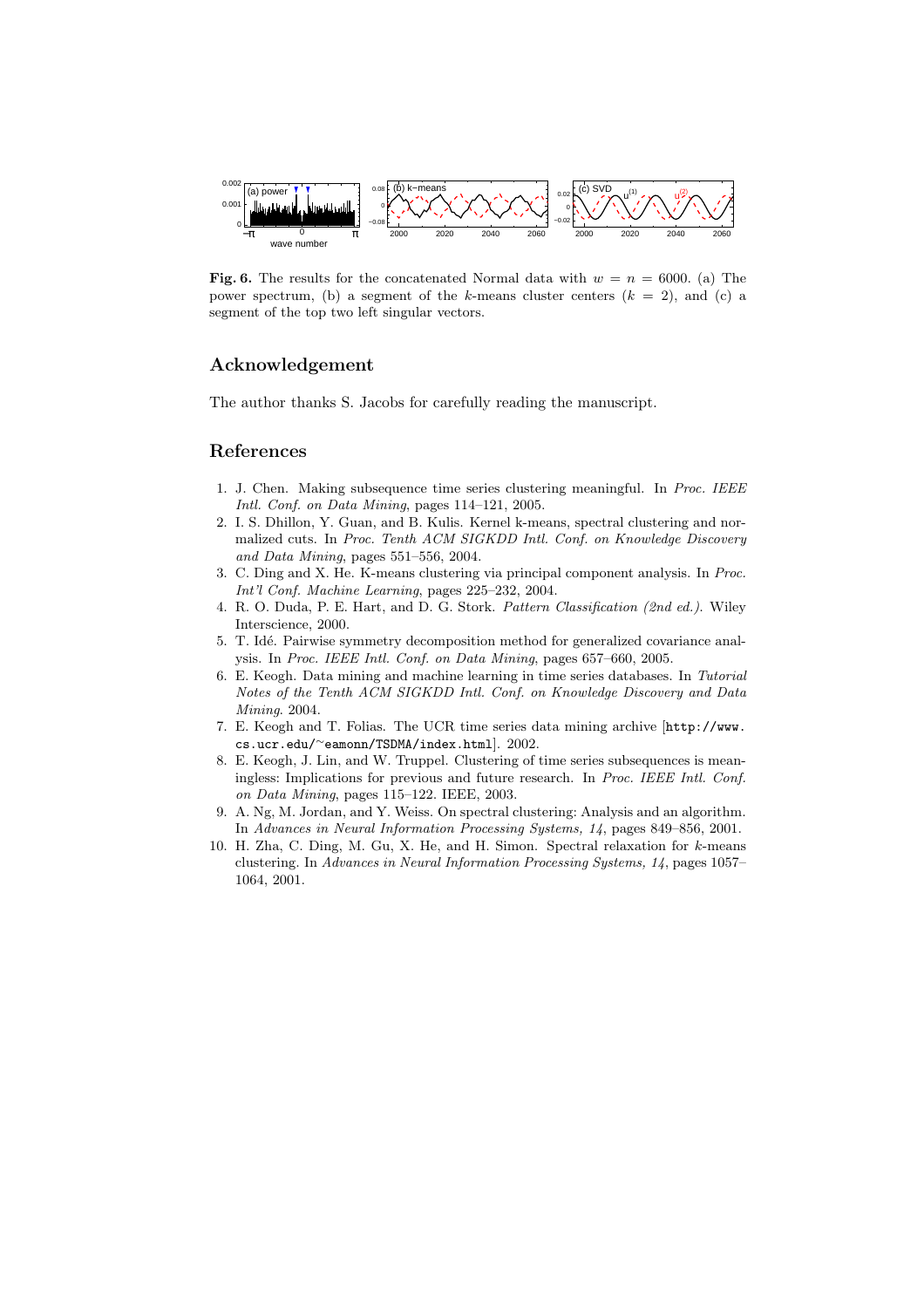0.002
(a) power
0.001
0
−π
0
π
wave number

0.08
(b) k−means
0
−0.08
2000
2020
2040
2060

0.02
(c) SVD
$u^{(1)}$
$u^{(2)}$
0
−0.02
2000
2020
2040
2060

**Fig. 6.** The results for the concatenated Normal data with $w = n = 6000$. (a) The power spectrum, (b) a segment of the $k$-means cluster centers ($k = 2$), and (c) a segment of the top two left singular vectors.

## Acknowledgement

The author thanks S. Jacobs for carefully reading the manuscript.

## References

1. J. Chen. Making subsequence time series clustering meaningful. In *Proc. IEEE Intl. Conf. on Data Mining*, pages 114–121, 2005.
2. I. S. Dhillon, Y. Guan, and B. Kulis. Kernel k-means, spectral clustering and normalized cuts. In *Proc. Tenth ACM SIGKDD Intl. Conf. on Knowledge Discovery and Data Mining*, pages 551–556, 2004.
3. C. Ding and X. He. K-means clustering via principal component analysis. In *Proc. Int'l Conf. Machine Learning*, pages 225–232, 2004.
4. R. O. Duda, P. E. Hart, and D. G. Stork. *Pattern Classification (2nd ed.)*. Wiley Interscience, 2000.
5. T. Idé. Pairwise symmetry decomposition method for generalized covariance analysis. In *Proc. IEEE Intl. Conf. on Data Mining*, pages 657–660, 2005.
6. E. Keogh. Data mining and machine learning in time series databases. In *Tutorial Notes of the Tenth ACM SIGKDD Intl. Conf. on Knowledge Discovery and Data Mining*. 2004.
7. E. Keogh and T. Folias. The UCR time series data mining archive [`http://www.cs.ucr.edu/~eamonn/TSDMA/index.html`]. 2002.
8. E. Keogh, J. Lin, and W. Truppel. Clustering of time series subsequences is meaningless: Implications for previous and future research. In *Proc. IEEE Intl. Conf. on Data Mining*, pages 115–122. IEEE, 2003.
9. A. Ng, M. Jordan, and Y. Weiss. On spectral clustering: Analysis and an algorithm. In *Advances in Neural Information Processing Systems, 14*, pages 849–856, 2001.
10. H. Zha, C. Ding, M. Gu, X. He, and H. Simon. Spectral relaxation for $k$-means clustering. In *Advances in Neural Information Processing Systems, 14*, pages 1057–1064, 2001.